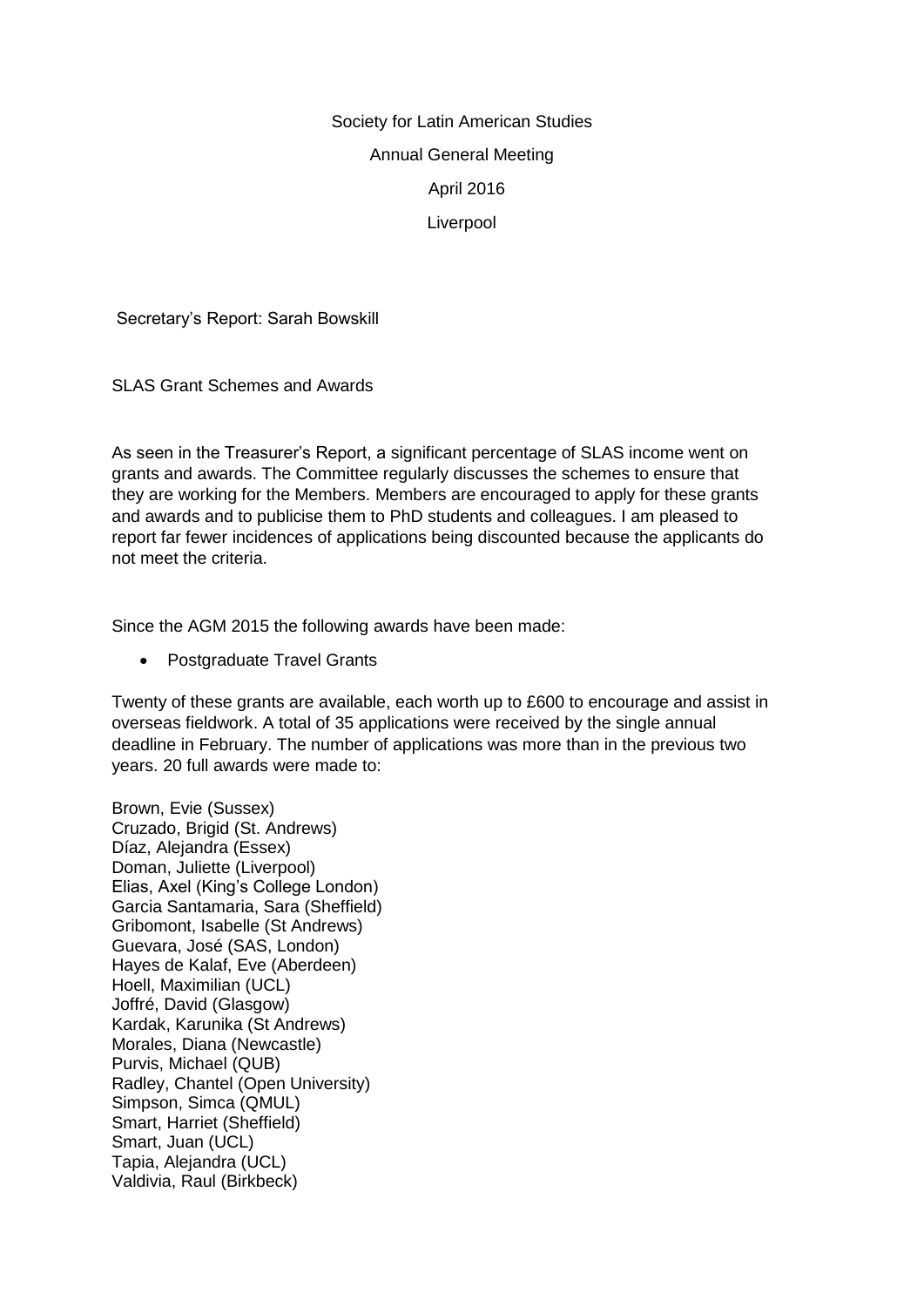Society for Latin American Studies

Annual General Meeting

April 2016

Liverpool

Secretary's Report: Sarah Bowskill

SLAS Grant Schemes and Awards

As seen in the Treasurer's Report, a significant percentage of SLAS income went on grants and awards. The Committee regularly discusses the schemes to ensure that they are working for the Members. Members are encouraged to apply for these grants and awards and to publicise them to PhD students and colleagues. I am pleased to report far fewer incidences of applications being discounted because the applicants do not meet the criteria.

Since the AGM 2015 the following awards have been made:

- Postgraduate Travel Grants

Twenty of these grants are available, each worth up to £600 to encourage and assist in overseas fieldwork. A total of 35 applications were received by the single annual deadline in February. The number of applications was more than in the previous two years. 20 full awards were made to:

Brown, Evie (Sussex)
Cruzado, Brigid (St. Andrews)
Díaz, Alejandra (Essex)
Doman, Juliette (Liverpool)
Elias, Axel (King's College London)
Garcia Santamaria, Sara (Sheffield)
Gribomont, Isabelle (St Andrews)
Guevara, José (SAS, London)
Hayes de Kalaf, Eve (Aberdeen)
Hoell, Maximilian (UCL)
Joffré, David (Glasgow)
Kardak, Karunika (St Andrews)
Morales, Diana (Newcastle)
Purvis, Michael (QUB)
Radley, Chantel (Open University)
Simpson, Simca (QMUL)
Smart, Harriet (Sheffield)
Smart, Juan (UCL)
Tapia, Alejandra (UCL)
Valdivia, Raul (Birkbeck)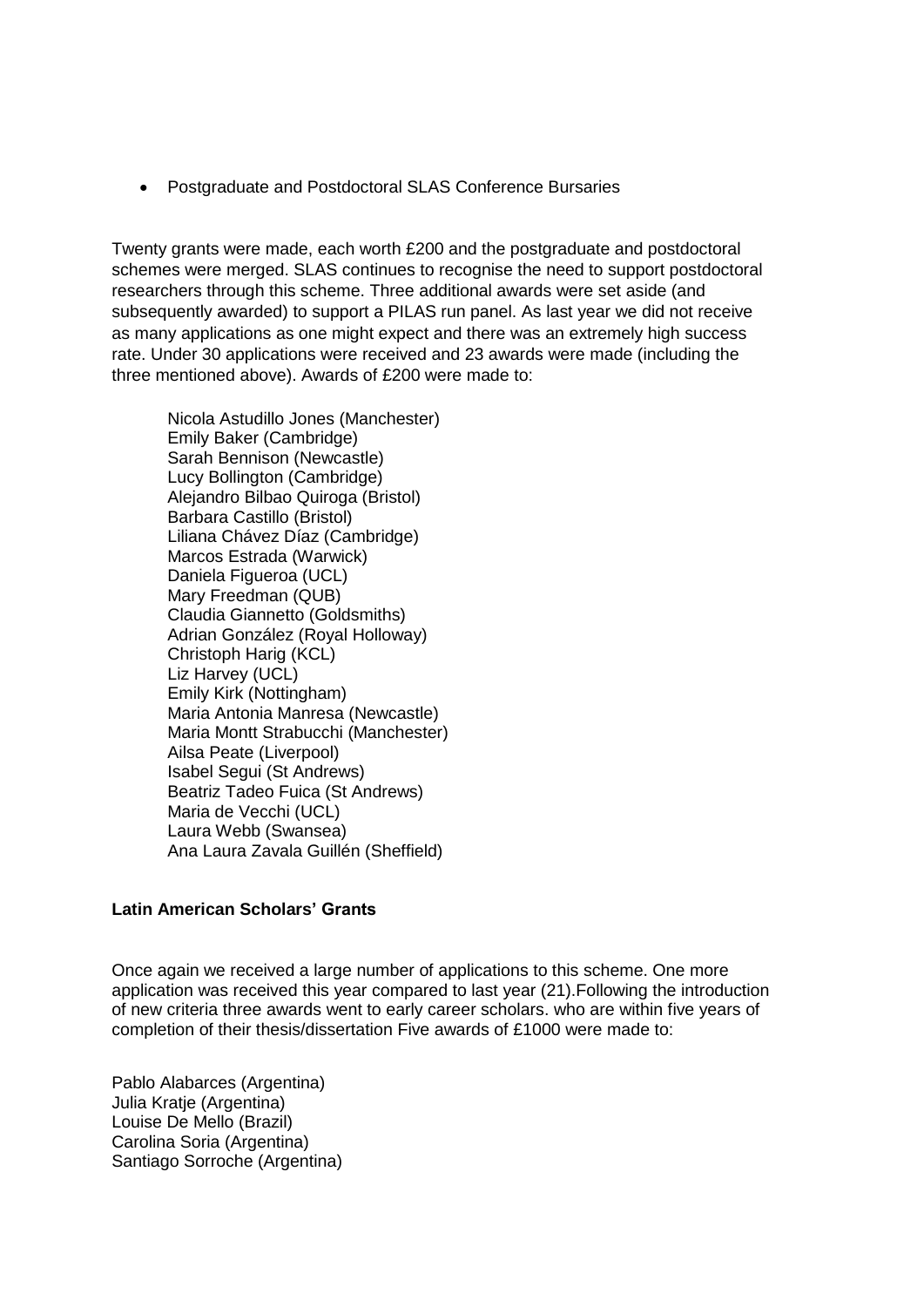- Postgraduate and Postdoctoral SLAS Conference Bursaries

Twenty grants were made, each worth £200 and the postgraduate and postdoctoral schemes were merged. SLAS continues to recognise the need to support postdoctoral researchers through this scheme. Three additional awards were set aside (and subsequently awarded) to support a PILAS run panel. As last year we did not receive as many applications as one might expect and there was an extremely high success rate. Under 30 applications were received and 23 awards were made (including the three mentioned above). Awards of £200 were made to:

Nicola Astudillo Jones (Manchester)
Emily Baker (Cambridge)
Sarah Bennison (Newcastle)
Lucy Bollington (Cambridge)
Alejandro Bilbao Quiroga (Bristol)
Barbara Castillo (Bristol)
Liliana Chávez Díaz (Cambridge)
Marcos Estrada (Warwick)
Daniela Figueroa (UCL)
Mary Freedman (QUB)
Claudia Giannetto (Goldsmiths)
Adrian González (Royal Holloway)
Christoph Harig (KCL)
Liz Harvey (UCL)
Emily Kirk (Nottingham)
Maria Antonia Manresa (Newcastle)
Maria Montt Strabucchi (Manchester)
Ailsa Peate (Liverpool)
Isabel Segui (St Andrews)
Beatriz Tadeo Fuica (St Andrews)
Maria de Vecchi (UCL)
Laura Webb (Swansea)
Ana Laura Zavala Guillén (Sheffield)

**Latin American Scholars' Grants**

Once again we received a large number of applications to this scheme. One more application was received this year compared to last year (21).Following the introduction of new criteria three awards went to early career scholars. who are within five years of completion of their thesis/dissertation Five awards of £1000 were made to:

Pablo Alabarces (Argentina)
Julia Kratje (Argentina)
Louise De Mello (Brazil)
Carolina Soria (Argentina)
Santiago Sorroche (Argentina)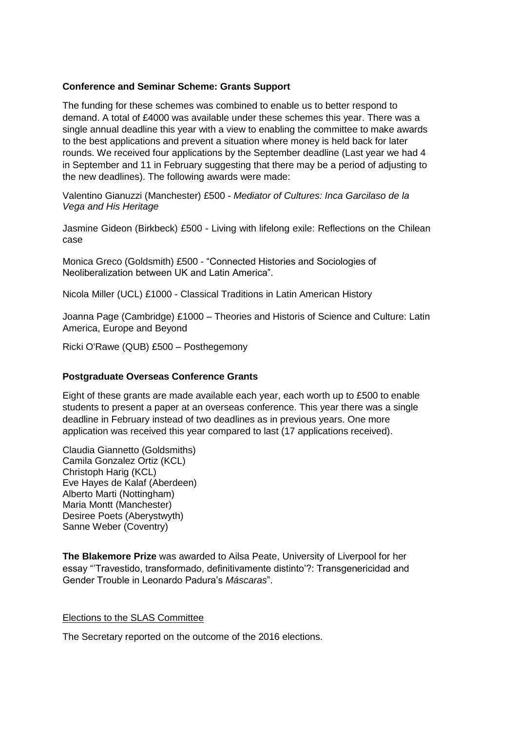**Conference and Seminar Scheme: Grants Support**

The funding for these schemes was combined to enable us to better respond to demand. A total of £4000 was available under these schemes this year. There was a single annual deadline this year with a view to enabling the committee to make awards to the best applications and prevent a situation where money is held back for later rounds. We received four applications by the September deadline (Last year we had 4 in September and 11 in February suggesting that there may be a period of adjusting to the new deadlines). The following awards were made:

Valentino Gianuzzi (Manchester) £500 - *Mediator of Cultures: Inca Garcilaso de la Vega and His Heritage*

Jasmine Gideon (Birkbeck) £500 - Living with lifelong exile: Reflections on the Chilean case

Monica Greco (Goldsmith) £500 - "Connected Histories and Sociologies of Neoliberalization between UK and Latin America".

Nicola Miller (UCL) £1000 - Classical Traditions in Latin American History

Joanna Page (Cambridge) £1000 – Theories and Historis of Science and Culture: Latin America, Europe and Beyond

Ricki O'Rawe (QUB) £500 – Posthegemony

**Postgraduate Overseas Conference Grants**

Eight of these grants are made available each year, each worth up to £500 to enable students to present a paper at an overseas conference. This year there was a single deadline in February instead of two deadlines as in previous years. One more application was received this year compared to last (17 applications received).

Claudia Giannetto (Goldsmiths)
Camila Gonzalez Ortiz (KCL)
Christoph Harig (KCL)
Eve Hayes de Kalaf (Aberdeen)
Alberto Marti (Nottingham)
Maria Montt (Manchester)
Desiree Poets (Aberystwyth)
Sanne Weber (Coventry)

**The Blakemore Prize** was awarded to Ailsa Peate, University of Liverpool for her essay "'Travestido, transformado, definitivamente distinto'?: Transgenericidad and Gender Trouble in Leonardo Padura's *Máscaras*".

Elections to the SLAS Committee

The Secretary reported on the outcome of the 2016 elections.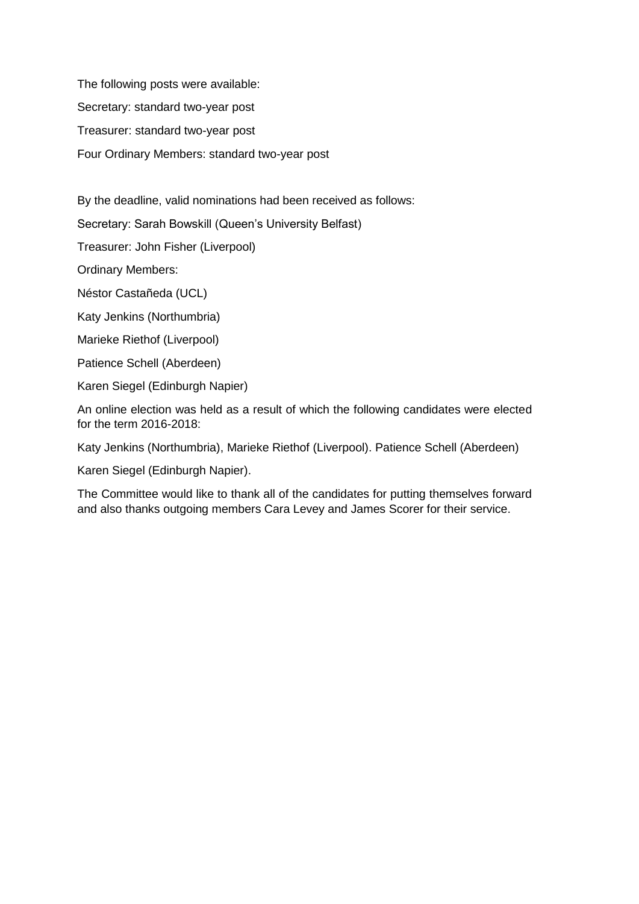The following posts were available:

Secretary: standard two-year post

Treasurer: standard two-year post

Four Ordinary Members: standard two-year post

By the deadline, valid nominations had been received as follows:

Secretary: Sarah Bowskill (Queen's University Belfast)

Treasurer: John Fisher (Liverpool)

Ordinary Members:

Néstor Castañeda (UCL)

Katy Jenkins (Northumbria)

Marieke Riethof (Liverpool)

Patience Schell (Aberdeen)

Karen Siegel (Edinburgh Napier)

An online election was held as a result of which the following candidates were elected for the term 2016-2018:

Katy Jenkins (Northumbria), Marieke Riethof (Liverpool). Patience Schell (Aberdeen)

Karen Siegel (Edinburgh Napier).

The Committee would like to thank all of the candidates for putting themselves forward and also thanks outgoing members Cara Levey and James Scorer for their service.